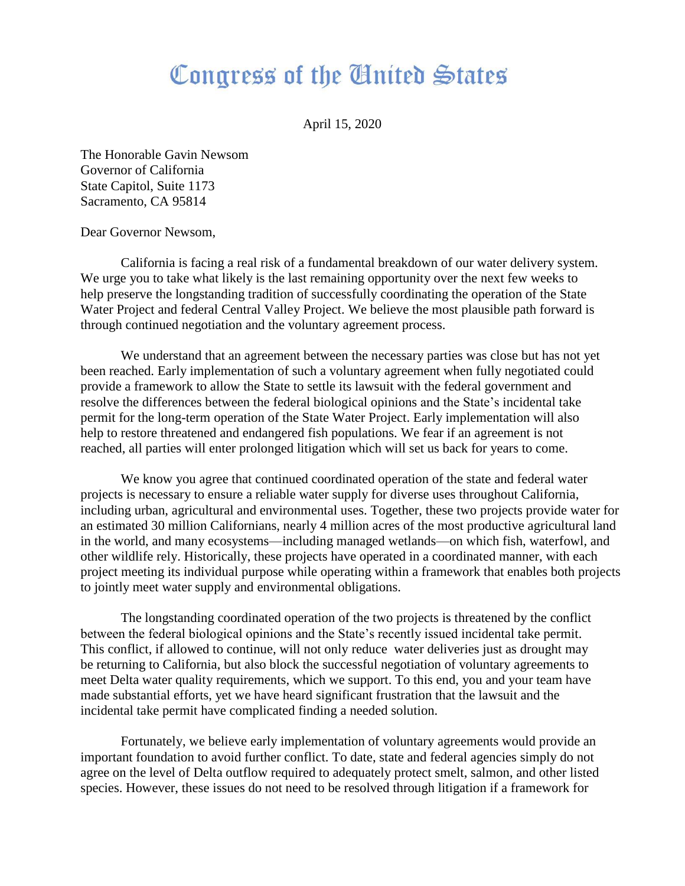# Congress of the United States

April 15, 2020

The Honorable Gavin Newsom
Governor of California
State Capitol, Suite 1173
Sacramento, CA 95814

Dear Governor Newsom,

California is facing a real risk of a fundamental breakdown of our water delivery system. We urge you to take what likely is the last remaining opportunity over the next few weeks to help preserve the longstanding tradition of successfully coordinating the operation of the State Water Project and federal Central Valley Project. We believe the most plausible path forward is through continued negotiation and the voluntary agreement process.

We understand that an agreement between the necessary parties was close but has not yet been reached. Early implementation of such a voluntary agreement when fully negotiated could provide a framework to allow the State to settle its lawsuit with the federal government and resolve the differences between the federal biological opinions and the State's incidental take permit for the long-term operation of the State Water Project. Early implementation will also help to restore threatened and endangered fish populations. We fear if an agreement is not reached, all parties will enter prolonged litigation which will set us back for years to come.

We know you agree that continued coordinated operation of the state and federal water projects is necessary to ensure a reliable water supply for diverse uses throughout California, including urban, agricultural and environmental uses. Together, these two projects provide water for an estimated 30 million Californians, nearly 4 million acres of the most productive agricultural land in the world, and many ecosystems—including managed wetlands—on which fish, waterfowl, and other wildlife rely. Historically, these projects have operated in a coordinated manner, with each project meeting its individual purpose while operating within a framework that enables both projects to jointly meet water supply and environmental obligations.

The longstanding coordinated operation of the two projects is threatened by the conflict between the federal biological opinions and the State's recently issued incidental take permit. This conflict, if allowed to continue, will not only reduce water deliveries just as drought may be returning to California, but also block the successful negotiation of voluntary agreements to meet Delta water quality requirements, which we support. To this end, you and your team have made substantial efforts, yet we have heard significant frustration that the lawsuit and the incidental take permit have complicated finding a needed solution.

Fortunately, we believe early implementation of voluntary agreements would provide an important foundation to avoid further conflict. To date, state and federal agencies simply do not agree on the level of Delta outflow required to adequately protect smelt, salmon, and other listed species. However, these issues do not need to be resolved through litigation if a framework for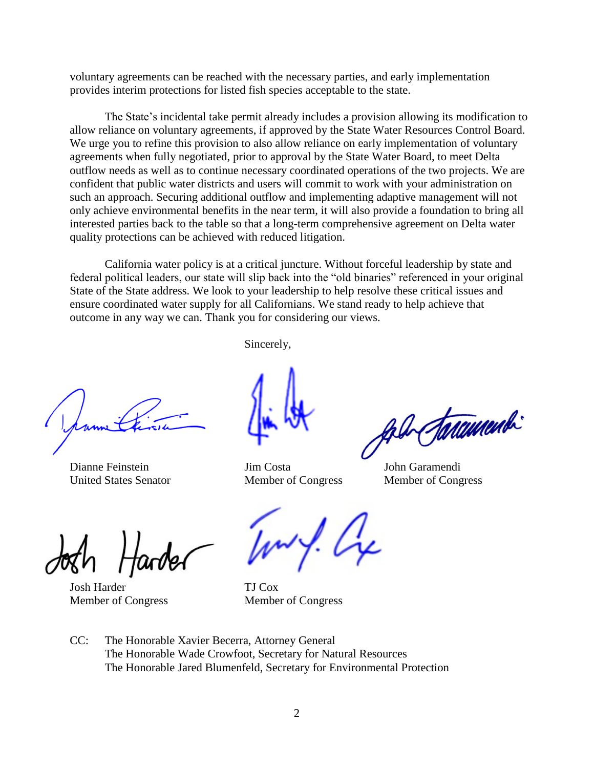voluntary agreements can be reached with the necessary parties, and early implementation provides interim protections for listed fish species acceptable to the state.

The State's incidental take permit already includes a provision allowing its modification to allow reliance on voluntary agreements, if approved by the State Water Resources Control Board. We urge you to refine this provision to also allow reliance on early implementation of voluntary agreements when fully negotiated, prior to approval by the State Water Board, to meet Delta outflow needs as well as to continue necessary coordinated operations of the two projects. We are confident that public water districts and users will commit to work with your administration on such an approach. Securing additional outflow and implementing adaptive management will not only achieve environmental benefits in the near term, it will also provide a foundation to bring all interested parties back to the table so that a long-term comprehensive agreement on Delta water quality protections can be achieved with reduced litigation.

California water policy is at a critical juncture. Without forceful leadership by state and federal political leaders, our state will slip back into the "old binaries" referenced in your original State of the State address. We look to your leadership to help resolve these critical issues and ensure coordinated water supply for all Californians. We stand ready to help achieve that outcome in any way we can. Thank you for considering our views.

Sincerely,

Dianne Feinstein
United States Senator

Jim Costa
Member of Congress

John Garamendi
Member of Congress

Josh Harder
Member of Congress

TJ Cox
Member of Congress

CC: The Honorable Xavier Becerra, Attorney General
The Honorable Wade Crowfoot, Secretary for Natural Resources
The Honorable Jared Blumenfeld, Secretary for Environmental Protection